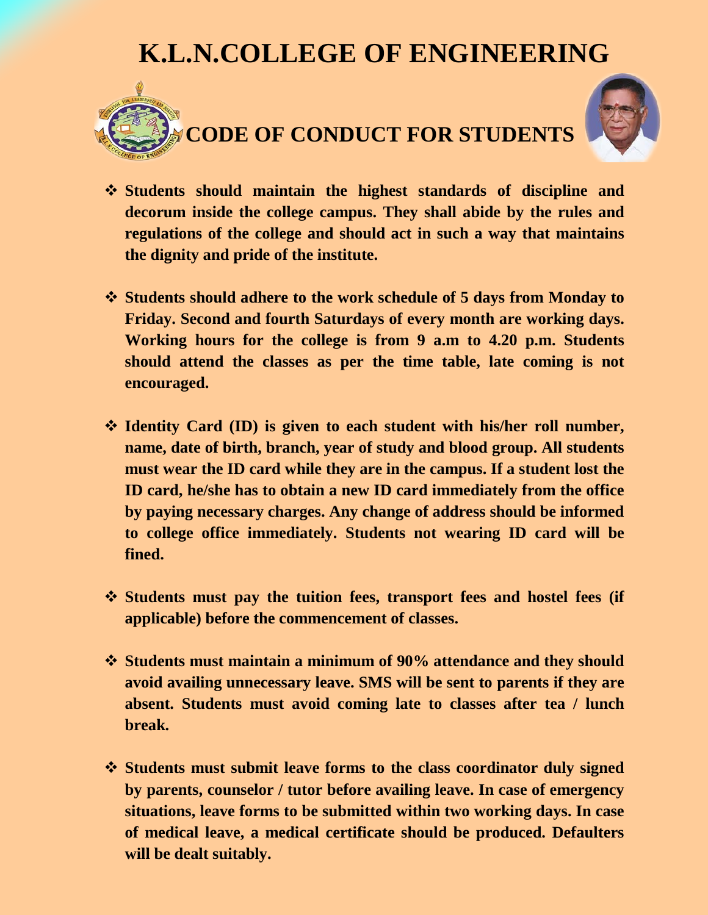# K.L.N.COLLEGE OF ENGINEERING

## CODE OF CONDUCT FOR STUDENTS

- **Students should maintain the highest standards of discipline and decorum inside the college campus. They shall abide by the rules and regulations of the college and should act in such a way that maintains the dignity and pride of the institute.**

- **Students should adhere to the work schedule of 5 days from Monday to Friday. Second and fourth Saturdays of every month are working days. Working hours for the college is from 9 a.m to 4.20 p.m. Students should attend the classes as per the time table, late coming is not encouraged.**

- **Identity Card (ID) is given to each student with his/her roll number, name, date of birth, branch, year of study and blood group. All students must wear the ID card while they are in the campus. If a student lost the ID card, he/she has to obtain a new ID card immediately from the office by paying necessary charges. Any change of address should be informed to college office immediately. Students not wearing ID card will be fined.**

- **Students must pay the tuition fees, transport fees and hostel fees (if applicable) before the commencement of classes.**

- **Students must maintain a minimum of 90% attendance and they should avoid availing unnecessary leave. SMS will be sent to parents if they are absent. Students must avoid coming late to classes after tea / lunch break.**

- **Students must submit leave forms to the class coordinator duly signed by parents, counselor / tutor before availing leave. In case of emergency situations, leave forms to be submitted within two working days. In case of medical leave, a medical certificate should be produced. Defaulters will be dealt suitably.**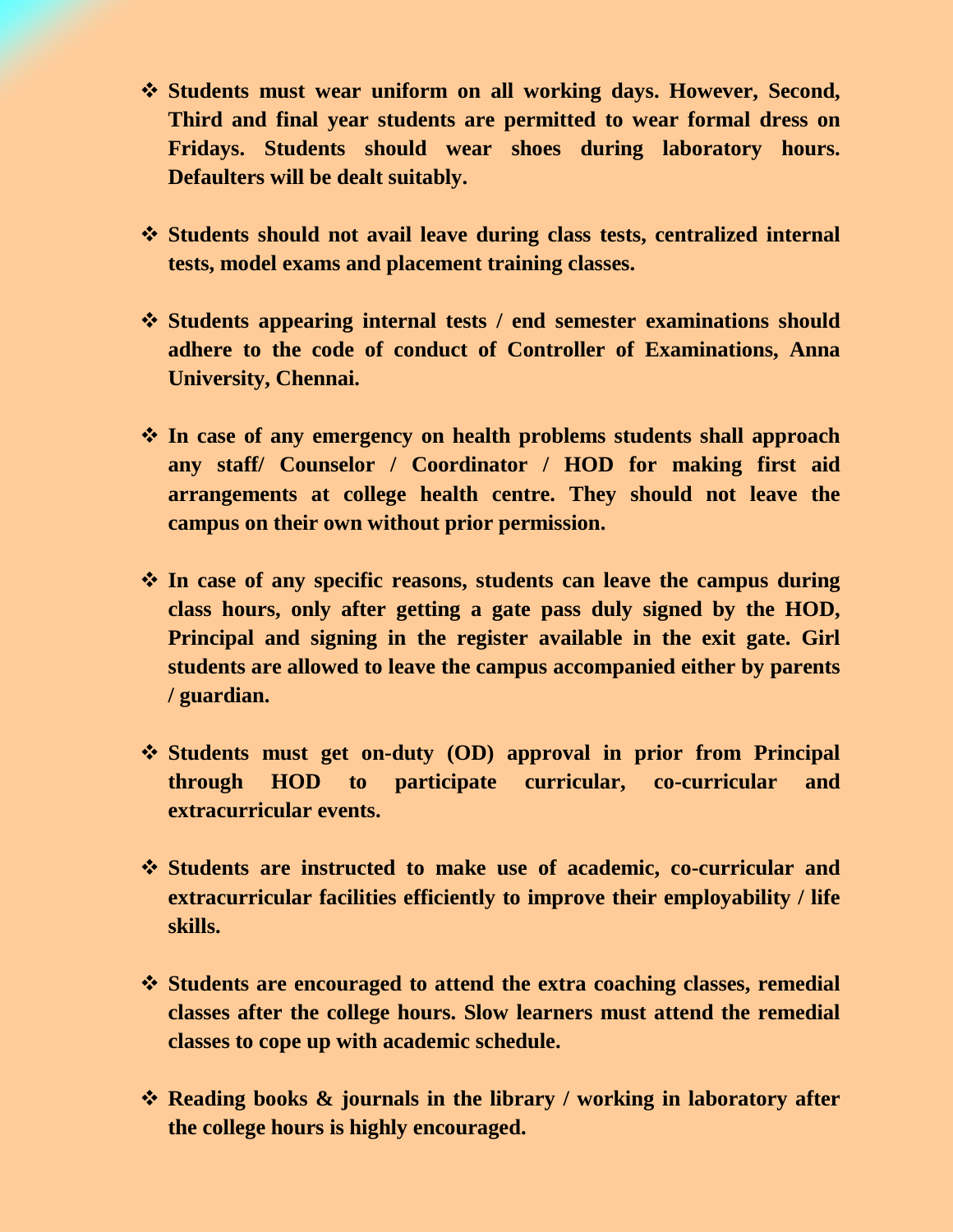- **Students must wear uniform on all working days. However, Second, Third and final year students are permitted to wear formal dress on Fridays. Students should wear shoes during laboratory hours. Defaulters will be dealt suitably.**

- **Students should not avail leave during class tests, centralized internal tests, model exams and placement training classes.**

- **Students appearing internal tests / end semester examinations should adhere to the code of conduct of Controller of Examinations, Anna University, Chennai.**

- **In case of any emergency on health problems students shall approach any staff/ Counselor / Coordinator / HOD for making first aid arrangements at college health centre. They should not leave the campus on their own without prior permission.**

- **In case of any specific reasons, students can leave the campus during class hours, only after getting a gate pass duly signed by the HOD, Principal and signing in the register available in the exit gate. Girl students are allowed to leave the campus accompanied either by parents / guardian.**

- **Students must get on-duty (OD) approval in prior from Principal through HOD to participate curricular, co-curricular and extracurricular events.**

- **Students are instructed to make use of academic, co-curricular and extracurricular facilities efficiently to improve their employability / life skills.**

- **Students are encouraged to attend the extra coaching classes, remedial classes after the college hours. Slow learners must attend the remedial classes to cope up with academic schedule.**

- **Reading books & journals in the library / working in laboratory after the college hours is highly encouraged.**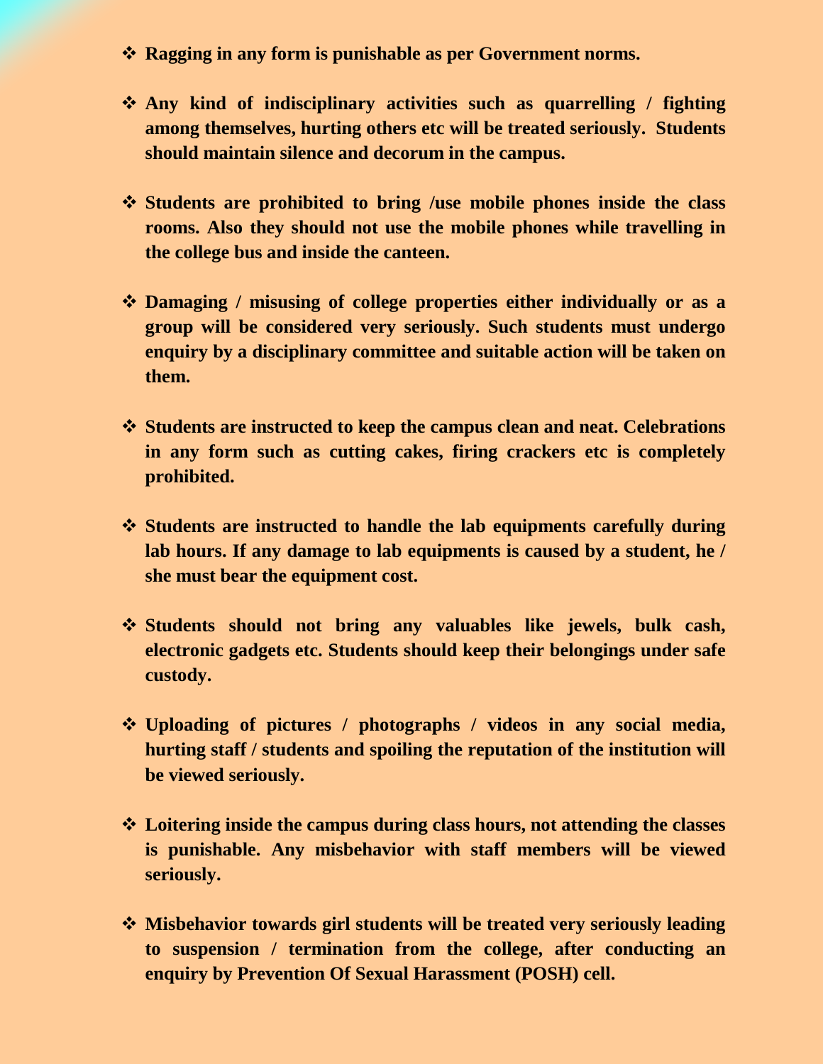- **Ragging in any form is punishable as per Government norms.**

- **Any kind of indisciplinary activities such as quarrelling / fighting among themselves, hurting others etc will be treated seriously. Students should maintain silence and decorum in the campus.**

- **Students are prohibited to bring /use mobile phones inside the class rooms. Also they should not use the mobile phones while travelling in the college bus and inside the canteen.**

- **Damaging / misusing of college properties either individually or as a group will be considered very seriously. Such students must undergo enquiry by a disciplinary committee and suitable action will be taken on them.**

- **Students are instructed to keep the campus clean and neat. Celebrations in any form such as cutting cakes, firing crackers etc is completely prohibited.**

- **Students are instructed to handle the lab equipments carefully during lab hours. If any damage to lab equipments is caused by a student, he / she must bear the equipment cost.**

- **Students should not bring any valuables like jewels, bulk cash, electronic gadgets etc. Students should keep their belongings under safe custody.**

- **Uploading of pictures / photographs / videos in any social media, hurting staff / students and spoiling the reputation of the institution will be viewed seriously.**

- **Loitering inside the campus during class hours, not attending the classes is punishable. Any misbehavior with staff members will be viewed seriously.**

- **Misbehavior towards girl students will be treated very seriously leading to suspension / termination from the college, after conducting an enquiry by Prevention Of Sexual Harassment (POSH) cell.**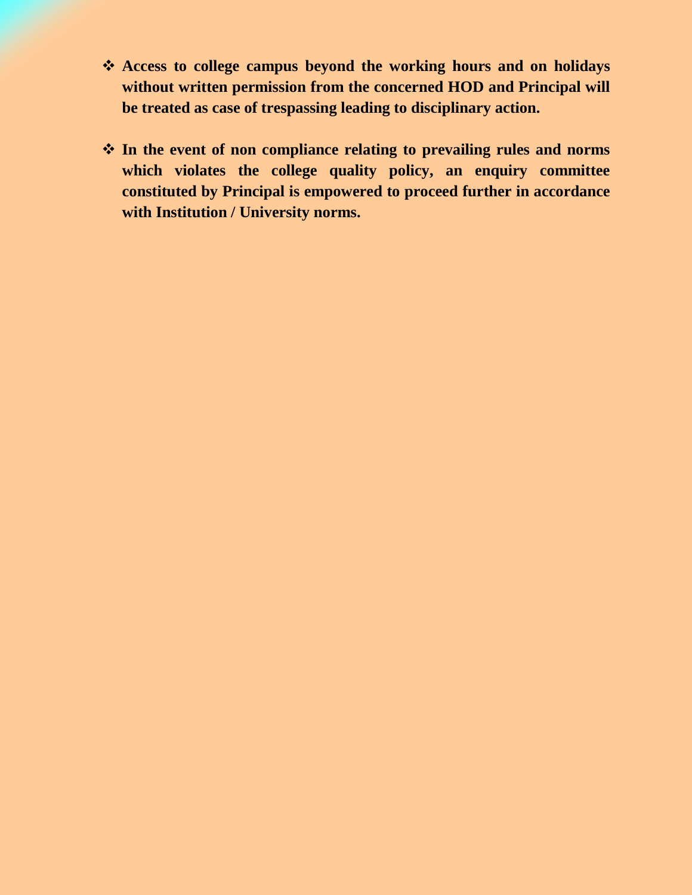- **Access to college campus beyond the working hours and on holidays without written permission from the concerned HOD and Principal will be treated as case of trespassing leading to disciplinary action.**

- **In the event of non compliance relating to prevailing rules and norms which violates the college quality policy, an enquiry committee constituted by Principal is empowered to proceed further in accordance with Institution / University norms.**